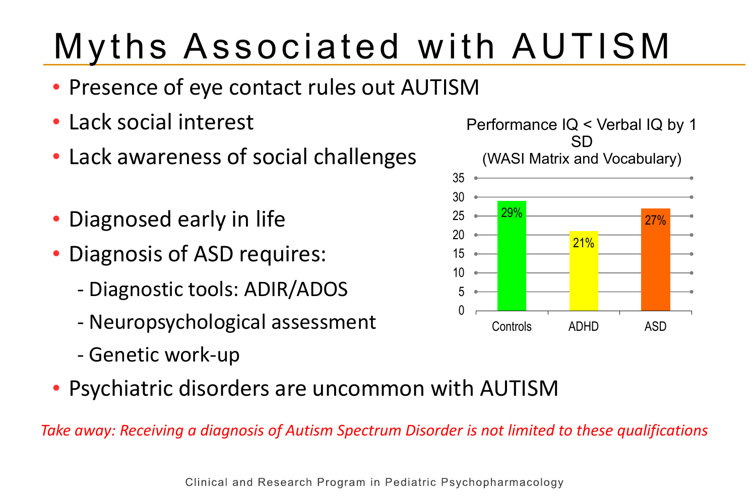# Myths Associated with AUTISM

- Presence of eye contact rules out AUTISM
- Lack social interest
- Lack awareness of social challenges
- Diagnosed early in life
- Diagnosis of ASD requires:
  - Diagnostic tools: ADIR/ADOS
  - Neuropsychological assessment
  - Genetic work-up
- Psychiatric disorders are uncommon with AUTISM

**Performance IQ < Verbal IQ by 1 SD (WASI Matrix and Vocabulary)**

| Group | Percentage |
| --- | --- |
| Controls | 29% |
| ADHD | 21% |
| ASD | 27% |

*Take away: Receiving a diagnosis of Autism Spectrum Disorder is not limited to these qualifications*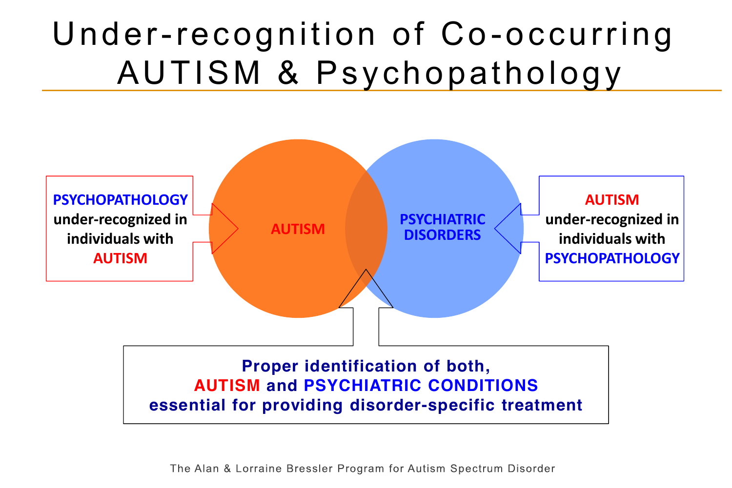# Under-recognition of Co-occurring AUTISM & Psychopathology

**PSYCHOPATHOLOGY** under-recognized in individuals with **AUTISM**

AUTISM

PSYCHIATRIC DISORDERS

**AUTISM** under-recognized in individuals with **PSYCHOPATHOLOGY**

**Proper identification of both, AUTISM and PSYCHIATRIC CONDITIONS essential for providing disorder-specific treatment**

The Alan & Lorraine Bressler Program for Autism Spectrum Disorder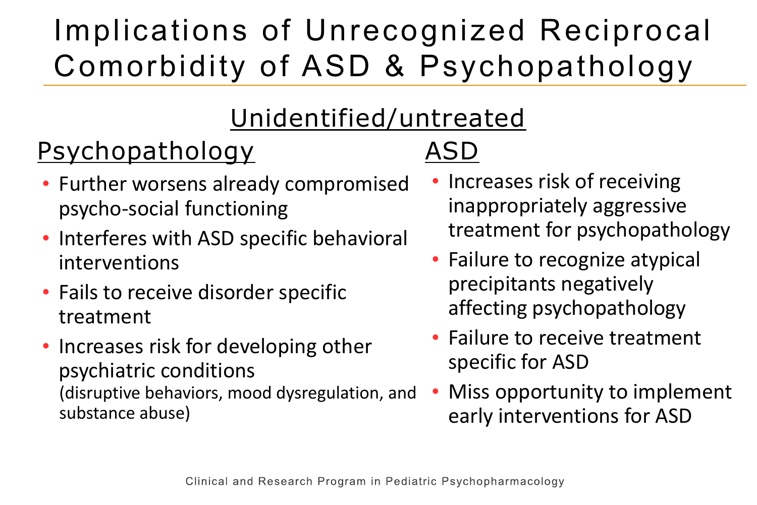# Implications of Unrecognized Reciprocal Comorbidity of ASD & Psychopathology

## Unidentified/untreated

### Psychopathology

- Further worsens already compromised psycho-social functioning
- Interferes with ASD specific behavioral interventions
- Fails to receive disorder specific treatment
- Increases risk for developing other psychiatric conditions (disruptive behaviors, mood dysregulation, and substance abuse)

### ASD

- Increases risk of receiving inappropriately aggressive treatment for psychopathology
- Failure to recognize atypical precipitants negatively affecting psychopathology
- Failure to receive treatment specific for ASD
- Miss opportunity to implement early interventions for ASD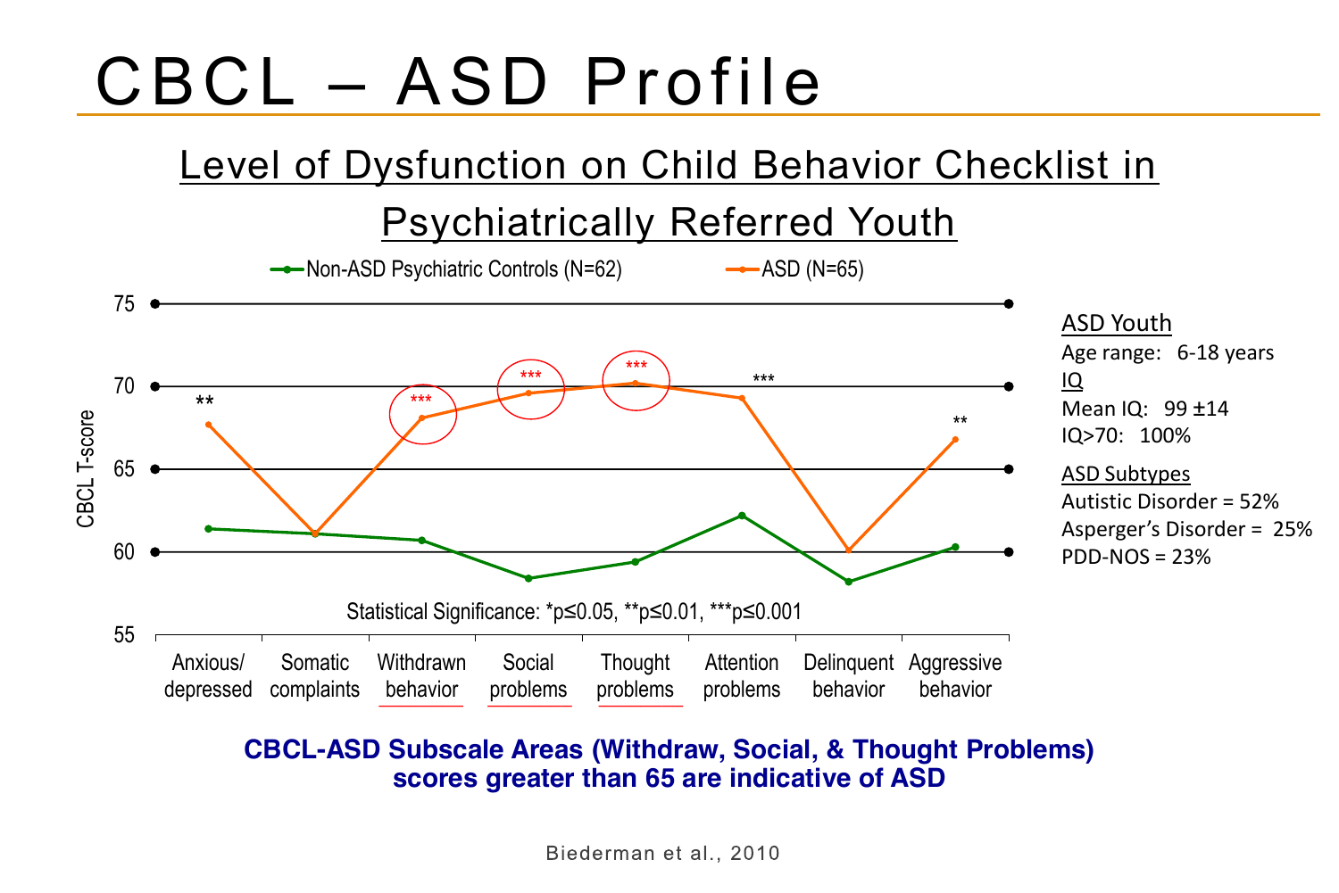# CBCL – ASD Profile

## Level of Dysfunction on Child Behavior Checklist in Psychiatrically Referred Youth

Non-ASD Psychiatric Controls (N=62) — ASD (N=65)

CBCL T-score

Anxious/depressed **, Somatic complaints, Withdrawn behavior ***, Social problems ***, Thought problems ***, Attention problems ***, Delinquent behavior, Aggressive behavior **

Statistical Significance: *p≤0.05, **p≤0.01, ***p≤0.001

**ASD Youth**

Age range: 6-18 years

**IQ**

Mean IQ: 99 ±14

IQ>70: 100%

**ASD Subtypes**

Autistic Disorder = 52%

Asperger's Disorder = 25%

PDD-NOS = 23%

**CBCL-ASD Subscale Areas (Withdraw, Social, & Thought Problems) scores greater than 65 are indicative of ASD**

Biederman et al., 2010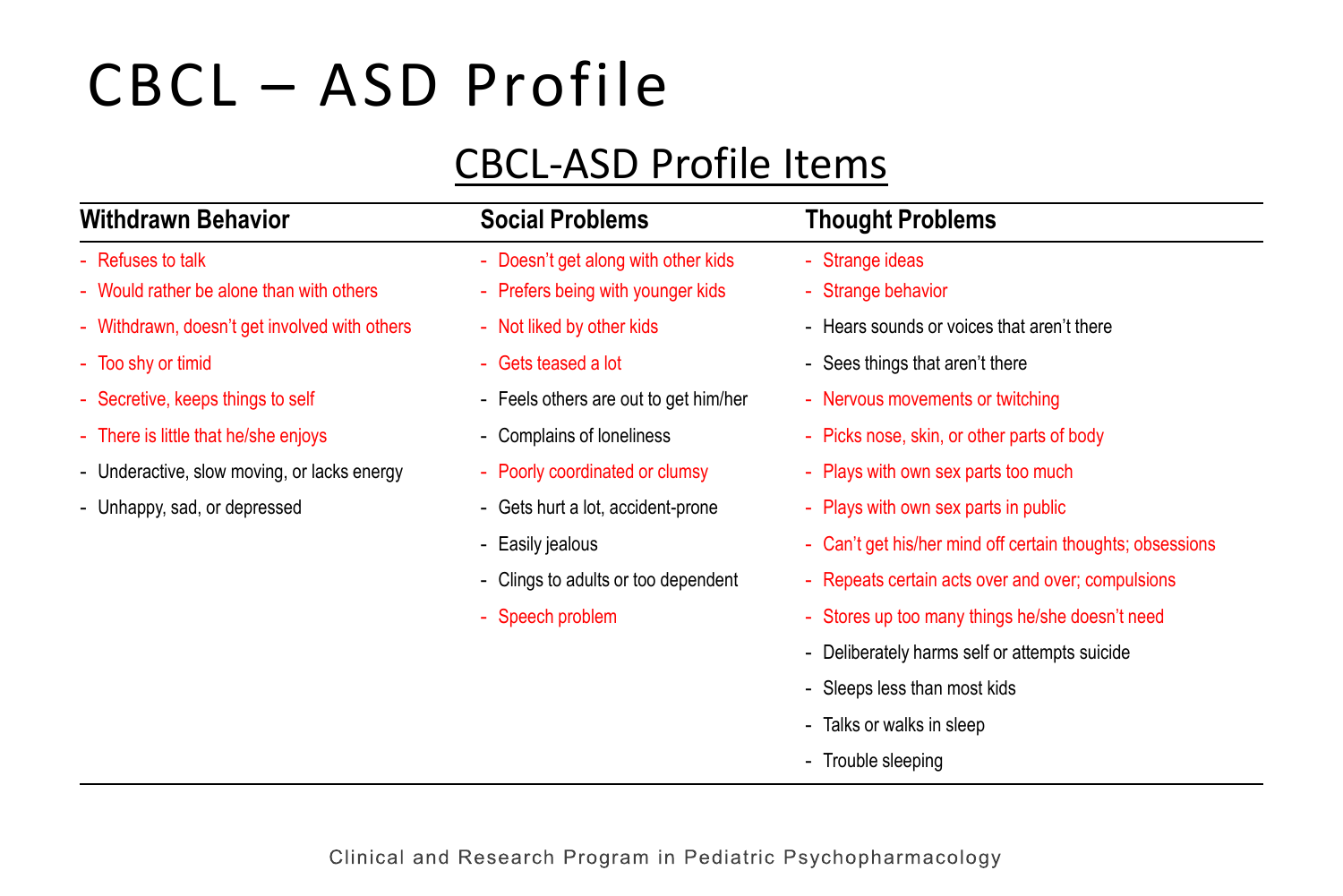# CBCL – ASD Profile

## CBCL-ASD Profile Items

| Withdrawn Behavior | Social Problems | Thought Problems |
| --- | --- | --- |
| - Refuses to talk | - Doesn't get along with other kids | - Strange ideas |
| - Would rather be alone than with others | - Prefers being with younger kids | - Strange behavior |
| - Withdrawn, doesn't get involved with others | - Not liked by other kids | - Hears sounds or voices that aren't there |
| - Too shy or timid | - Gets teased a lot | - Sees things that aren't there |
| - Secretive, keeps things to self | - Feels others are out to get him/her | - Nervous movements or twitching |
| - There is little that he/she enjoys | - Complains of loneliness | - Picks nose, skin, or other parts of body |
| - Underactive, slow moving, or lacks energy | - Poorly coordinated or clumsy | - Plays with own sex parts too much |
| - Unhappy, sad, or depressed | - Gets hurt a lot, accident-prone | - Plays with own sex parts in public |
| | - Easily jealous | - Can't get his/her mind off certain thoughts; obsessions |
| | - Clings to adults or too dependent | - Repeats certain acts over and over; compulsions |
| | - Speech problem | - Stores up too many things he/she doesn't need |
| | | - Deliberately harms self or attempts suicide |
| | | - Sleeps less than most kids |
| | | - Talks or walks in sleep |
| | | - Trouble sleeping |

Clinical and Research Program in Pediatric Psychopharmacology